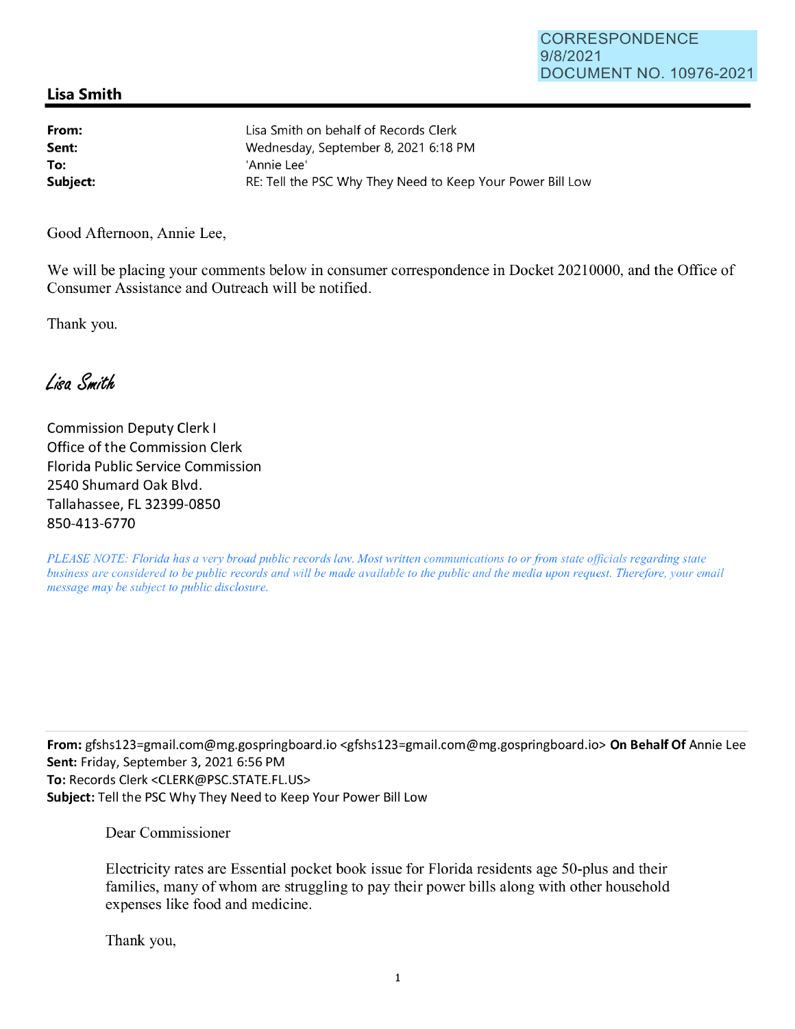CORRESPONDENCE
9/8/2021
DOCUMENT NO. 10976-2021

## Lisa Smith

| | |
|---|---|
| **From:** | Lisa Smith on behalf of Records Clerk |
| **Sent:** | Wednesday, September 8, 2021 6:18 PM |
| **To:** | 'Annie Lee' |
| **Subject:** | RE: Tell the PSC Why They Need to Keep Your Power Bill Low |

Good Afternoon, Annie Lee,

We will be placing your comments below in consumer correspondence in Docket 20210000, and the Office of Consumer Assistance and Outreach will be notified.

Thank you.

*Lisa Smith*

Commission Deputy Clerk I
Office of the Commission Clerk
Florida Public Service Commission
2540 Shumard Oak Blvd.
Tallahassee, FL 32399-0850
850-413-6770

*PLEASE NOTE: Florida has a very broad public records law. Most written communications to or from state officials regarding state business are considered to be public records and will be made available to the public and the media upon request. Therefore, your email message may be subject to public disclosure.*

---

**From:** gfshs123=gmail.com@mg.gospringboard.io <gfshs123=gmail.com@mg.gospringboard.io> **On Behalf Of** Annie Lee
**Sent:** Friday, September 3, 2021 6:56 PM
**To:** Records Clerk <CLERK@PSC.STATE.FL.US>
**Subject:** Tell the PSC Why They Need to Keep Your Power Bill Low

Dear Commissioner

Electricity rates are Essential pocket book issue for Florida residents age 50-plus and their families, many of whom are struggling to pay their power bills along with other household expenses like food and medicine.

Thank you,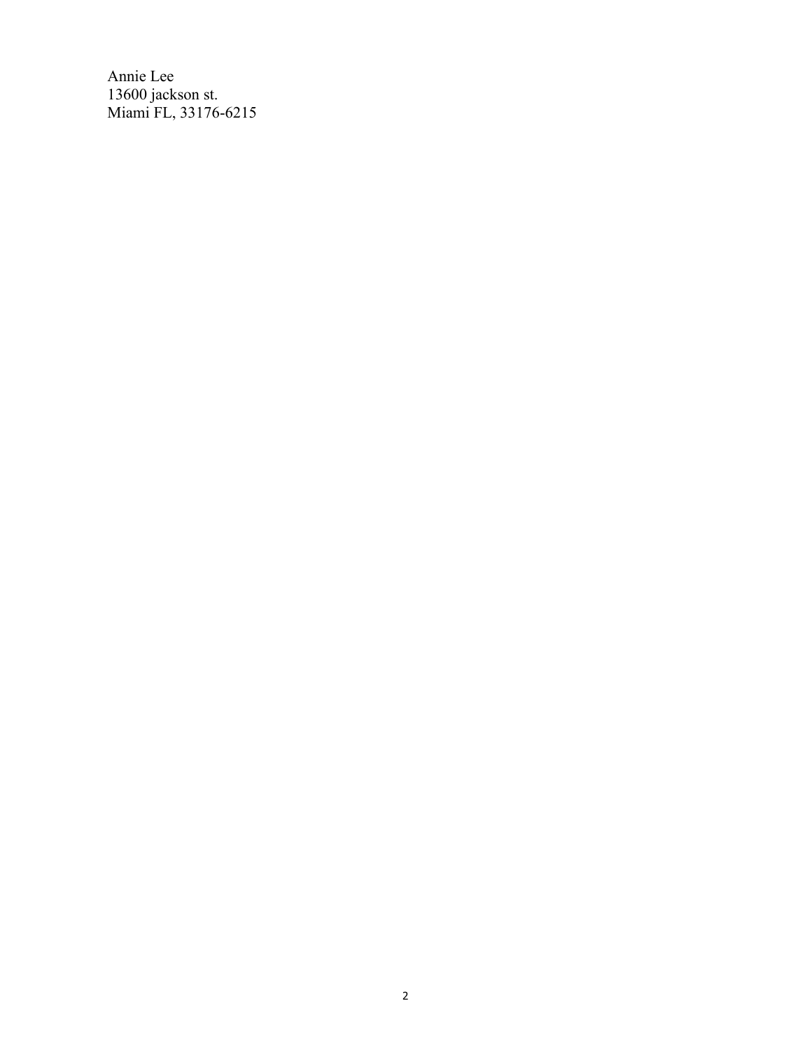Annie Lee
13600 jackson st.
Miami FL, 33176-6215